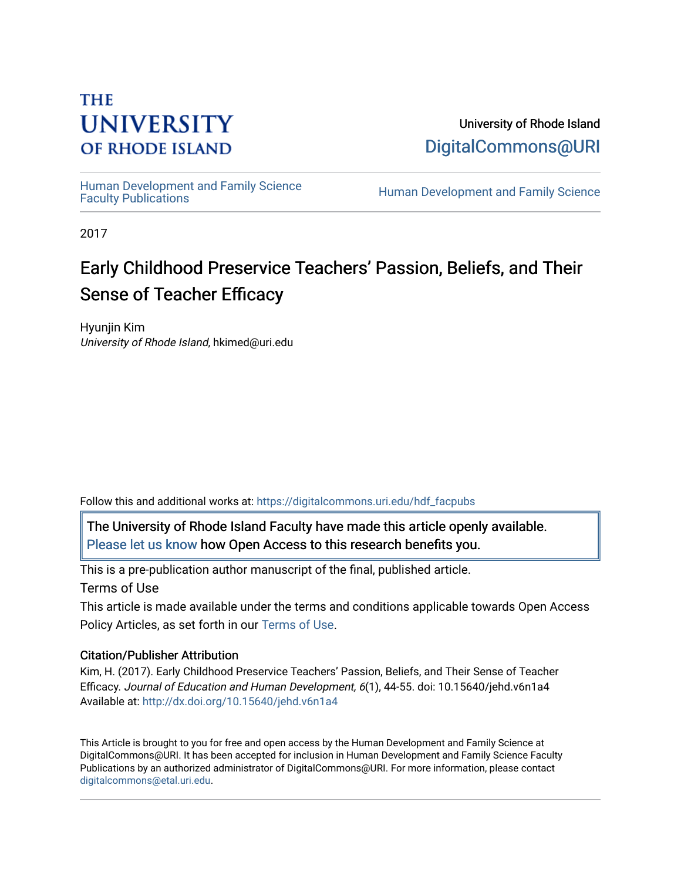THE UNIVERSITY OF RHODE ISLAND

University of Rhode Island
DigitalCommons@URI

Human Development and Family Science Faculty Publications | Human Development and Family Science

2017

# Early Childhood Preservice Teachers' Passion, Beliefs, and Their Sense of Teacher Efficacy

Hyunjin Kim
*University of Rhode Island*, hkimed@uri.edu

Follow this and additional works at: https://digitalcommons.uri.edu/hdf_facpubs

The University of Rhode Island Faculty have made this article openly available. Please let us know how Open Access to this research benefits you.

This is a pre-publication author manuscript of the final, published article.

Terms of Use

This article is made available under the terms and conditions applicable towards Open Access Policy Articles, as set forth in our Terms of Use.

### Citation/Publisher Attribution

Kim, H. (2017). Early Childhood Preservice Teachers' Passion, Beliefs, and Their Sense of Teacher Efficacy. *Journal of Education and Human Development, 6*(1), 44-55. doi: 10.15640/jehd.v6n1a4
Available at: http://dx.doi.org/10.15640/jehd.v6n1a4

This Article is brought to you for free and open access by the Human Development and Family Science at DigitalCommons@URI. It has been accepted for inclusion in Human Development and Family Science Faculty Publications by an authorized administrator of DigitalCommons@URI. For more information, please contact digitalcommons@etal.uri.edu.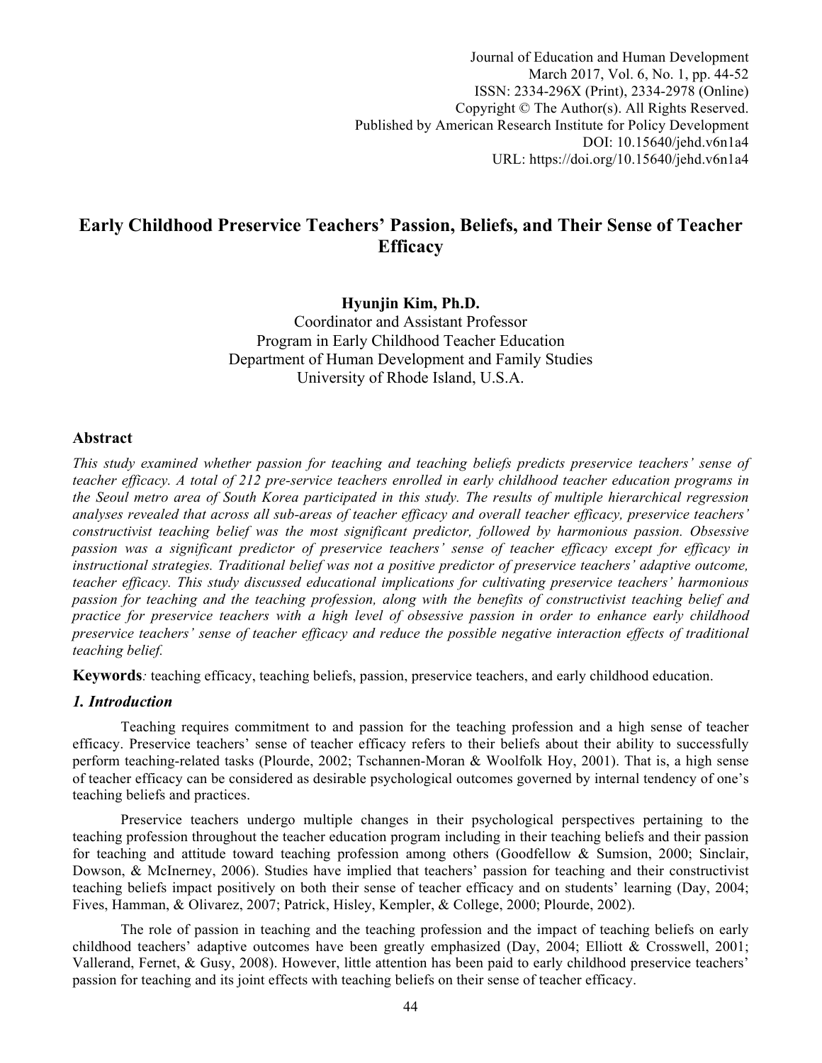# Early Childhood Preservice Teachers' Passion, Beliefs, and Their Sense of Teacher Efficacy

**Hyunjin Kim, Ph.D.**
Coordinator and Assistant Professor
Program in Early Childhood Teacher Education
Department of Human Development and Family Studies
University of Rhode Island, U.S.A.

## Abstract

*This study examined whether passion for teaching and teaching beliefs predicts preservice teachers' sense of teacher efficacy. A total of 212 pre-service teachers enrolled in early childhood teacher education programs in the Seoul metro area of South Korea participated in this study. The results of multiple hierarchical regression analyses revealed that across all sub-areas of teacher efficacy and overall teacher efficacy, preservice teachers' constructivist teaching belief was the most significant predictor, followed by harmonious passion. Obsessive passion was a significant predictor of preservice teachers' sense of teacher efficacy except for efficacy in instructional strategies. Traditional belief was not a positive predictor of preservice teachers' adaptive outcome, teacher efficacy. This study discussed educational implications for cultivating preservice teachers' harmonious passion for teaching and the teaching profession, along with the benefits of constructivist teaching belief and practice for preservice teachers with a high level of obsessive passion in order to enhance early childhood preservice teachers' sense of teacher efficacy and reduce the possible negative interaction effects of traditional teaching belief.*

**Keywords***:* teaching efficacy, teaching beliefs, passion, preservice teachers, and early childhood education.

## *1. Introduction*

Teaching requires commitment to and passion for the teaching profession and a high sense of teacher efficacy. Preservice teachers' sense of teacher efficacy refers to their beliefs about their ability to successfully perform teaching-related tasks (Plourde, 2002; Tschannen-Moran & Woolfolk Hoy, 2001). That is, a high sense of teacher efficacy can be considered as desirable psychological outcomes governed by internal tendency of one's teaching beliefs and practices.

Preservice teachers undergo multiple changes in their psychological perspectives pertaining to the teaching profession throughout the teacher education program including in their teaching beliefs and their passion for teaching and attitude toward teaching profession among others (Goodfellow & Sumsion, 2000; Sinclair, Dowson, & McInerney, 2006). Studies have implied that teachers' passion for teaching and their constructivist teaching beliefs impact positively on both their sense of teacher efficacy and on students' learning (Day, 2004; Fives, Hamman, & Olivarez, 2007; Patrick, Hisley, Kempler, & College, 2000; Plourde, 2002).

The role of passion in teaching and the teaching profession and the impact of teaching beliefs on early childhood teachers' adaptive outcomes have been greatly emphasized (Day, 2004; Elliott & Crosswell, 2001; Vallerand, Fernet, & Gusy, 2008). However, little attention has been paid to early childhood preservice teachers' passion for teaching and its joint effects with teaching beliefs on their sense of teacher efficacy.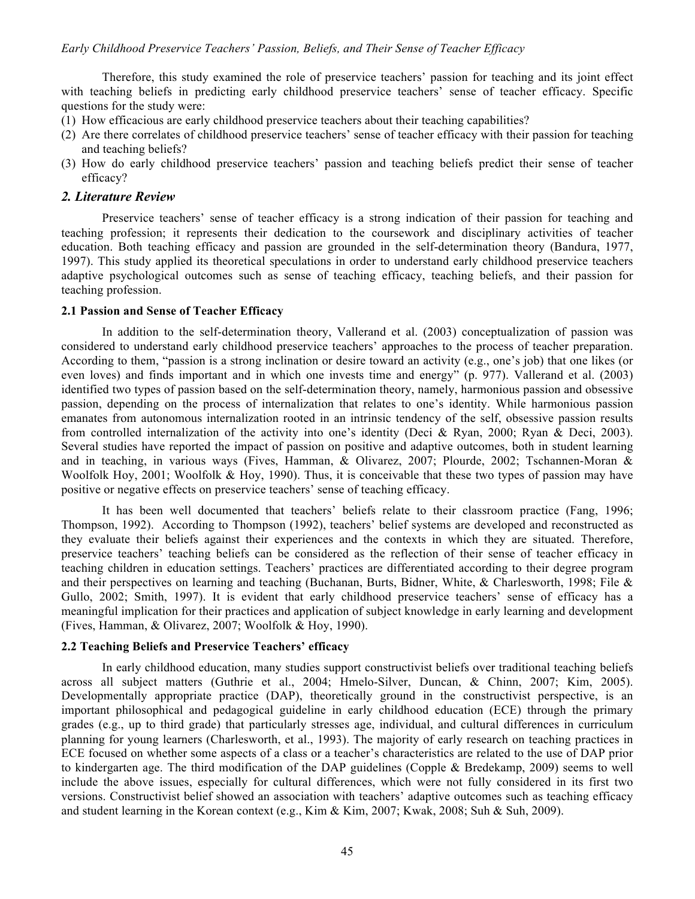Therefore, this study examined the role of preservice teachers' passion for teaching and its joint effect with teaching beliefs in predicting early childhood preservice teachers' sense of teacher efficacy. Specific questions for the study were:

(1) How efficacious are early childhood preservice teachers about their teaching capabilities?
(2) Are there correlates of childhood preservice teachers' sense of teacher efficacy with their passion for teaching and teaching beliefs?
(3) How do early childhood preservice teachers' passion and teaching beliefs predict their sense of teacher efficacy?

## *2. Literature Review*

Preservice teachers' sense of teacher efficacy is a strong indication of their passion for teaching and teaching profession; it represents their dedication to the coursework and disciplinary activities of teacher education. Both teaching efficacy and passion are grounded in the self-determination theory (Bandura, 1977, 1997). This study applied its theoretical speculations in order to understand early childhood preservice teachers adaptive psychological outcomes such as sense of teaching efficacy, teaching beliefs, and their passion for teaching profession.

### 2.1 Passion and Sense of Teacher Efficacy

In addition to the self-determination theory, Vallerand et al. (2003) conceptualization of passion was considered to understand early childhood preservice teachers' approaches to the process of teacher preparation. According to them, "passion is a strong inclination or desire toward an activity (e.g., one's job) that one likes (or even loves) and finds important and in which one invests time and energy" (p. 977). Vallerand et al. (2003) identified two types of passion based on the self-determination theory, namely, harmonious passion and obsessive passion, depending on the process of internalization that relates to one's identity. While harmonious passion emanates from autonomous internalization rooted in an intrinsic tendency of the self, obsessive passion results from controlled internalization of the activity into one's identity (Deci & Ryan, 2000; Ryan & Deci, 2003). Several studies have reported the impact of passion on positive and adaptive outcomes, both in student learning and in teaching, in various ways (Fives, Hamman, & Olivarez, 2007; Plourde, 2002; Tschannen-Moran & Woolfolk Hoy, 2001; Woolfolk & Hoy, 1990). Thus, it is conceivable that these two types of passion may have positive or negative effects on preservice teachers' sense of teaching efficacy.

It has been well documented that teachers' beliefs relate to their classroom practice (Fang, 1996; Thompson, 1992). According to Thompson (1992), teachers' belief systems are developed and reconstructed as they evaluate their beliefs against their experiences and the contexts in which they are situated. Therefore, preservice teachers' teaching beliefs can be considered as the reflection of their sense of teacher efficacy in teaching children in education settings. Teachers' practices are differentiated according to their degree program and their perspectives on learning and teaching (Buchanan, Burts, Bidner, White, & Charlesworth, 1998; File & Gullo, 2002; Smith, 1997). It is evident that early childhood preservice teachers' sense of efficacy has a meaningful implication for their practices and application of subject knowledge in early learning and development (Fives, Hamman, & Olivarez, 2007; Woolfolk & Hoy, 1990).

### 2.2 Teaching Beliefs and Preservice Teachers' efficacy

In early childhood education, many studies support constructivist beliefs over traditional teaching beliefs across all subject matters (Guthrie et al., 2004; Hmelo-Silver, Duncan, & Chinn, 2007; Kim, 2005). Developmentally appropriate practice (DAP), theoretically ground in the constructivist perspective, is an important philosophical and pedagogical guideline in early childhood education (ECE) through the primary grades (e.g., up to third grade) that particularly stresses age, individual, and cultural differences in curriculum planning for young learners (Charlesworth, et al., 1993). The majority of early research on teaching practices in ECE focused on whether some aspects of a class or a teacher's characteristics are related to the use of DAP prior to kindergarten age. The third modification of the DAP guidelines (Copple & Bredekamp, 2009) seems to well include the above issues, especially for cultural differences, which were not fully considered in its first two versions. Constructivist belief showed an association with teachers' adaptive outcomes such as teaching efficacy and student learning in the Korean context (e.g., Kim & Kim, 2007; Kwak, 2008; Suh & Suh, 2009).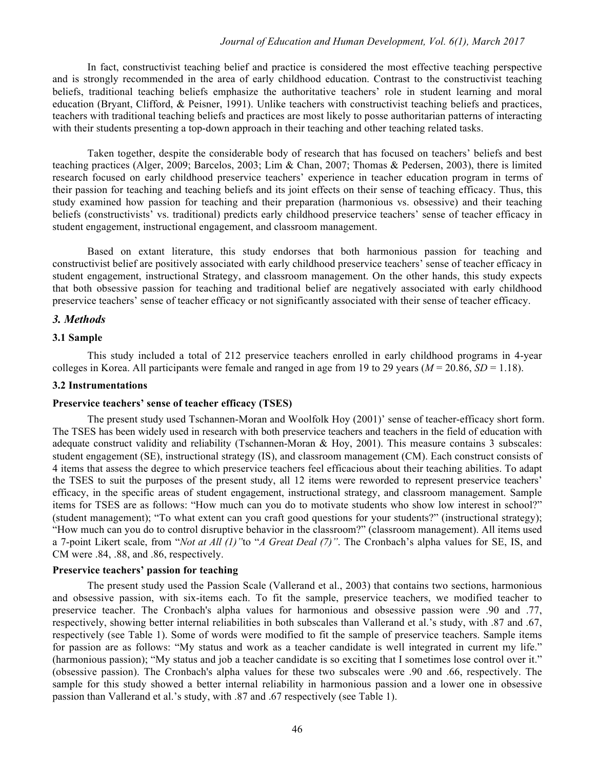In fact, constructivist teaching belief and practice is considered the most effective teaching perspective and is strongly recommended in the area of early childhood education. Contrast to the constructivist teaching beliefs, traditional teaching beliefs emphasize the authoritative teachers' role in student learning and moral education (Bryant, Clifford, & Peisner, 1991). Unlike teachers with constructivist teaching beliefs and practices, teachers with traditional teaching beliefs and practices are most likely to posse authoritarian patterns of interacting with their students presenting a top-down approach in their teaching and other teaching related tasks.

Taken together, despite the considerable body of research that has focused on teachers' beliefs and best teaching practices (Alger, 2009; Barcelos, 2003; Lim & Chan, 2007; Thomas & Pedersen, 2003), there is limited research focused on early childhood preservice teachers' experience in teacher education program in terms of their passion for teaching and teaching beliefs and its joint effects on their sense of teaching efficacy. Thus, this study examined how passion for teaching and their preparation (harmonious vs. obsessive) and their teaching beliefs (constructivists' vs. traditional) predicts early childhood preservice teachers' sense of teacher efficacy in student engagement, instructional engagement, and classroom management.

Based on extant literature, this study endorses that both harmonious passion for teaching and constructivist belief are positively associated with early childhood preservice teachers' sense of teacher efficacy in student engagement, instructional Strategy, and classroom management. On the other hands, this study expects that both obsessive passion for teaching and traditional belief are negatively associated with early childhood preservice teachers' sense of teacher efficacy or not significantly associated with their sense of teacher efficacy.

## *3. Methods*

### 3.1 Sample

This study included a total of 212 preservice teachers enrolled in early childhood programs in 4-year colleges in Korea. All participants were female and ranged in age from 19 to 29 years ($M$ = 20.86, $SD$ = 1.18).

### 3.2 Instrumentations

**Preservice teachers' sense of teacher efficacy (TSES)**

The present study used Tschannen-Moran and Woolfolk Hoy (2001)' sense of teacher-efficacy short form. The TSES has been widely used in research with both preservice teachers and teachers in the field of education with adequate construct validity and reliability (Tschannen-Moran & Hoy, 2001). This measure contains 3 subscales: student engagement (SE), instructional strategy (IS), and classroom management (CM). Each construct consists of 4 items that assess the degree to which preservice teachers feel efficacious about their teaching abilities. To adapt the TSES to suit the purposes of the present study, all 12 items were reworded to represent preservice teachers' efficacy, in the specific areas of student engagement, instructional strategy, and classroom management. Sample items for TSES are as follows: "How much can you do to motivate students who show low interest in school?" (student management); "To what extent can you craft good questions for your students?" (instructional strategy); "How much can you do to control disruptive behavior in the classroom?" (classroom management). All items used a 7-point Likert scale, from "*Not at All (1)"*to "*A Great Deal (7)"*. The Cronbach's alpha values for SE, IS, and CM were .84, .88, and .86, respectively.

**Preservice teachers' passion for teaching**

The present study used the Passion Scale (Vallerand et al., 2003) that contains two sections, harmonious and obsessive passion, with six-items each. To fit the sample, preservice teachers, we modified teacher to preservice teacher. The Cronbach's alpha values for harmonious and obsessive passion were .90 and .77, respectively, showing better internal reliabilities in both subscales than Vallerand et al.'s study, with .87 and .67, respectively (see Table 1). Some of words were modified to fit the sample of preservice teachers. Sample items for passion are as follows: "My status and work as a teacher candidate is well integrated in current my life." (harmonious passion); "My status and job a teacher candidate is so exciting that I sometimes lose control over it." (obsessive passion). The Cronbach's alpha values for these two subscales were .90 and .66, respectively. The sample for this study showed a better internal reliability in harmonious passion and a lower one in obsessive passion than Vallerand et al.'s study, with .87 and .67 respectively (see Table 1).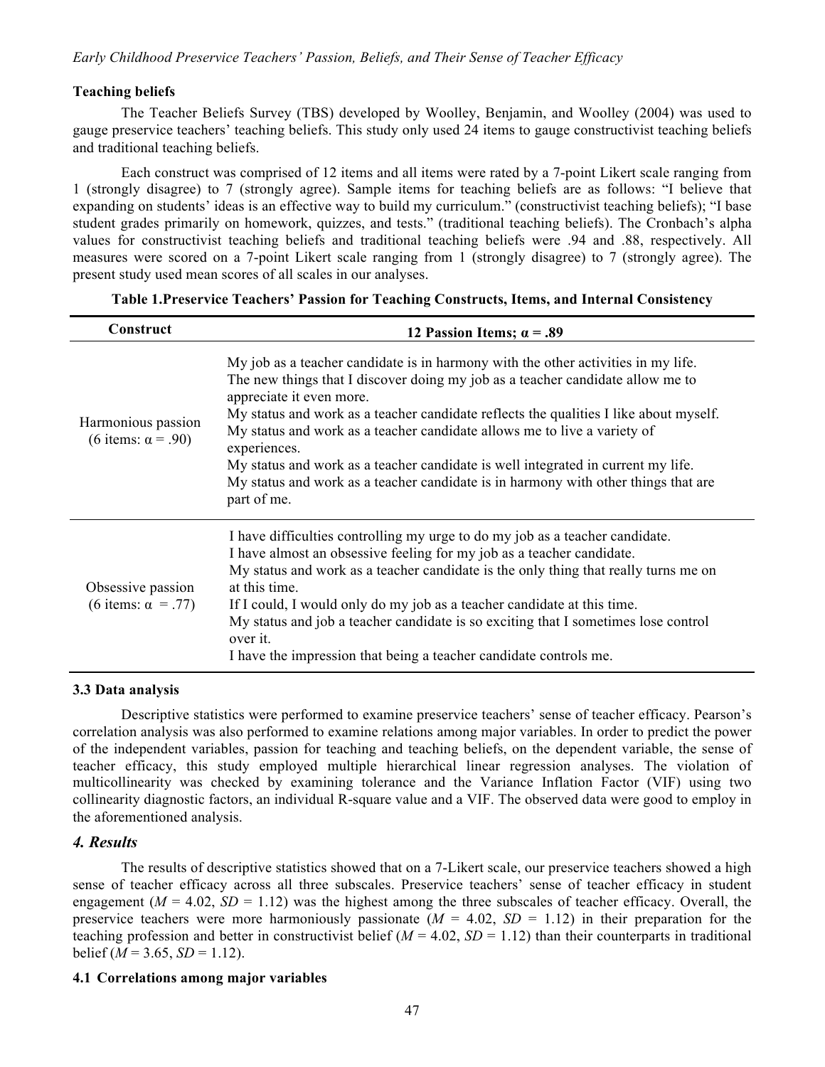### Teaching beliefs

The Teacher Beliefs Survey (TBS) developed by Woolley, Benjamin, and Woolley (2004) was used to gauge preservice teachers' teaching beliefs. This study only used 24 items to gauge constructivist teaching beliefs and traditional teaching beliefs.

Each construct was comprised of 12 items and all items were rated by a 7-point Likert scale ranging from 1 (strongly disagree) to 7 (strongly agree). Sample items for teaching beliefs are as follows: "I believe that expanding on students' ideas is an effective way to build my curriculum." (constructivist teaching beliefs); "I base student grades primarily on homework, quizzes, and tests." (traditional teaching beliefs). The Cronbach's alpha values for constructivist teaching beliefs and traditional teaching beliefs were .94 and .88, respectively. All measures were scored on a 7-point Likert scale ranging from 1 (strongly disagree) to 7 (strongly agree). The present study used mean scores of all scales in our analyses.

**Table 1.Preservice Teachers' Passion for Teaching Constructs, Items, and Internal Consistency**

| Construct | 12 Passion Items; α = .89 |
|---|---|
| Harmonious passion (6 items: α = .90) | My job as a teacher candidate is in harmony with the other activities in my life.<br>The new things that I discover doing my job as a teacher candidate allow me to appreciate it even more.<br>My status and work as a teacher candidate reflects the qualities I like about myself.<br>My status and work as a teacher candidate allows me to live a variety of experiences.<br>My status and work as a teacher candidate is well integrated in current my life.<br>My status and work as a teacher candidate is in harmony with other things that are part of me. |
| Obsessive passion (6 items: α = .77) | I have difficulties controlling my urge to do my job as a teacher candidate.<br>I have almost an obsessive feeling for my job as a teacher candidate.<br>My status and work as a teacher candidate is the only thing that really turns me on at this time.<br>If I could, I would only do my job as a teacher candidate at this time.<br>My status and job a teacher candidate is so exciting that I sometimes lose control over it.<br>I have the impression that being a teacher candidate controls me. |

### 3.3 Data analysis

Descriptive statistics were performed to examine preservice teachers' sense of teacher efficacy. Pearson's correlation analysis was also performed to examine relations among major variables. In order to predict the power of the independent variables, passion for teaching and teaching beliefs, on the dependent variable, the sense of teacher efficacy, this study employed multiple hierarchical linear regression analyses. The violation of multicollinearity was checked by examining tolerance and the Variance Inflation Factor (VIF) using two collinearity diagnostic factors, an individual R-square value and a VIF. The observed data were good to employ in the aforementioned analysis.

## *4. Results*

The results of descriptive statistics showed that on a 7-Likert scale, our preservice teachers showed a high sense of teacher efficacy across all three subscales. Preservice teachers' sense of teacher efficacy in student engagement ($M$ = 4.02, $SD$ = 1.12) was the highest among the three subscales of teacher efficacy. Overall, the preservice teachers were more harmoniously passionate ($M$ = 4.02, $SD$ = 1.12) in their preparation for the teaching profession and better in constructivist belief ($M$ = 4.02, $SD$ = 1.12) than their counterparts in traditional belief ($M$ = 3.65, $SD$ = 1.12).

### 4.1 Correlations among major variables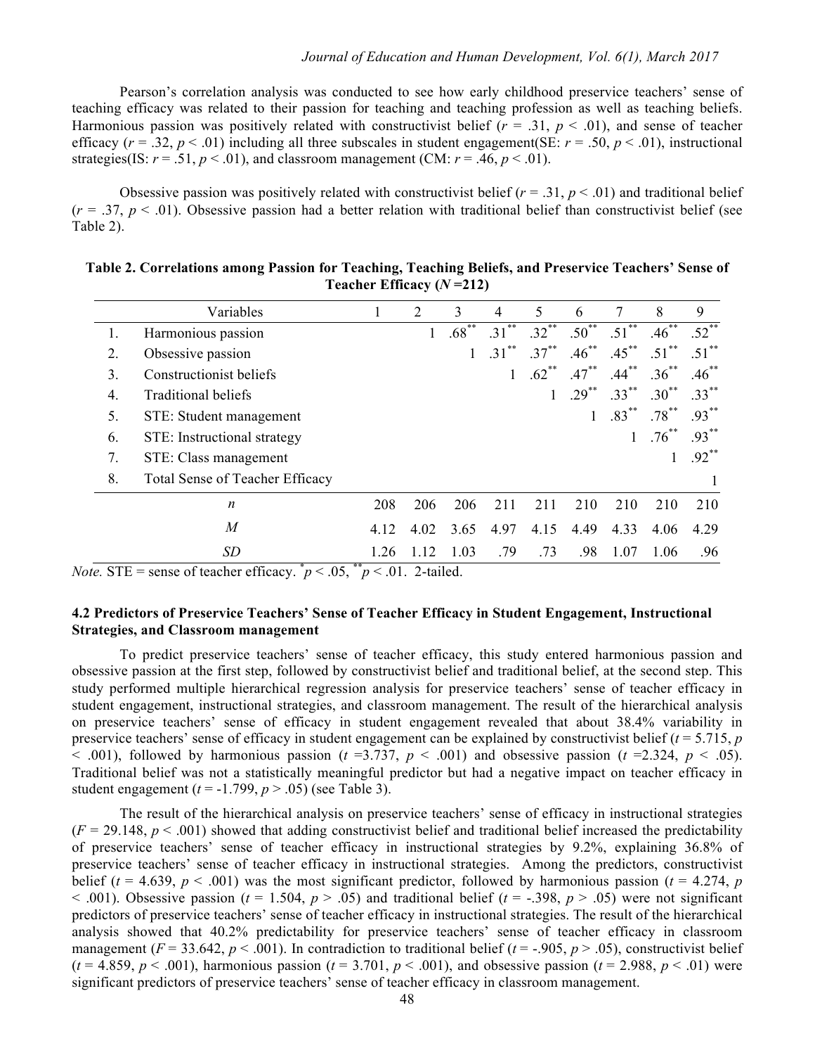Pearson's correlation analysis was conducted to see how early childhood preservice teachers' sense of teaching efficacy was related to their passion for teaching and teaching profession as well as teaching beliefs. Harmonious passion was positively related with constructivist belief ($r$ = .31, $p$ < .01), and sense of teacher efficacy ($r$ = .32, $p$ < .01) including all three subscales in student engagement(SE: $r$ = .50, $p$ < .01), instructional strategies(IS: $r$ = .51, $p$ < .01), and classroom management (CM: $r$ = .46, $p$ < .01).

Obsessive passion was positively related with constructivist belief ($r$ = .31, $p$ < .01) and traditional belief ($r$ = .37, $p$ < .01). Obsessive passion had a better relation with traditional belief than constructivist belief (see Table 2).

**Table 2. Correlations among Passion for Teaching, Teaching Beliefs, and Preservice Teachers' Sense of Teacher Efficacy ($N$ =212)**

| | Variables | 1 | 2 | 3 | 4 | 5 | 6 | 7 | 8 | 9 |
|---|---|---|---|---|---|---|---|---|---|---|
| 1. | Harmonious passion | | 1 | $.68^{**}$ | $.31^{**}$ | $.32^{**}$ | $.50^{**}$ | $.51^{**}$ | $.46^{**}$ | $.52^{**}$ |
| 2. | Obsessive passion | | | 1 | $.31^{**}$ | $.37^{**}$ | $.46^{**}$ | $.45^{**}$ | $.51^{**}$ | $.51^{**}$ |
| 3. | Constructionist beliefs | | | | 1 | $.62^{**}$ | $.47^{**}$ | $.44^{**}$ | $.36^{**}$ | $.46^{**}$ |
| 4. | Traditional beliefs | | | | | 1 | $.29^{**}$ | $.33^{**}$ | $.30^{**}$ | $.33^{**}$ |
| 5. | STE: Student management | | | | | | 1 | $.83^{**}$ | $.78^{**}$ | $.93^{**}$ |
| 6. | STE: Instructional strategy | | | | | | | 1 | $.76^{**}$ | $.93^{**}$ |
| 7. | STE: Class management | | | | | | | | 1 | $.92^{**}$ |
| 8. | Total Sense of Teacher Efficacy | | | | | | | | | 1 |
| | $n$ | 208 | 206 | 206 | 211 | 211 | 210 | 210 | 210 | 210 |
| | $M$ | 4.12 | 4.02 | 3.65 | 4.97 | 4.15 | 4.49 | 4.33 | 4.06 | 4.29 |
| | $SD$ | 1.26 | 1.12 | 1.03 | .79 | .73 | .98 | 1.07 | 1.06 | .96 |

*Note.* STE = sense of teacher efficacy. $^{*}p < .05$, $^{**}p < .01$. 2-tailed.

### 4.2 Predictors of Preservice Teachers' Sense of Teacher Efficacy in Student Engagement, Instructional Strategies, and Classroom management

To predict preservice teachers' sense of teacher efficacy, this study entered harmonious passion and obsessive passion at the first step, followed by constructivist belief and traditional belief, at the second step. This study performed multiple hierarchical regression analysis for preservice teachers' sense of teacher efficacy in student engagement, instructional strategies, and classroom management. The result of the hierarchical analysis on preservice teachers' sense of efficacy in student engagement revealed that about 38.4% variability in preservice teachers' sense of efficacy in student engagement can be explained by constructivist belief ($t$ = 5.715, $p$ < .001), followed by harmonious passion ($t$ =3.737, $p$ < .001) and obsessive passion ($t$ =2.324, $p$ < .05). Traditional belief was not a statistically meaningful predictor but had a negative impact on teacher efficacy in student engagement ($t$ = -1.799, $p$ > .05) (see Table 3).

The result of the hierarchical analysis on preservice teachers' sense of efficacy in instructional strategies ($F$ = 29.148, $p$ < .001) showed that adding constructivist belief and traditional belief increased the predictability of preservice teachers' sense of teacher efficacy in instructional strategies by 9.2%, explaining 36.8% of preservice teachers' sense of teacher efficacy in instructional strategies. Among the predictors, constructivist belief ($t$ = 4.639, $p$ < .001) was the most significant predictor, followed by harmonious passion ($t$ = 4.274, $p$ < .001). Obsessive passion ($t$ = 1.504, $p$ > .05) and traditional belief ($t$ = -.398, $p$ > .05) were not significant predictors of preservice teachers' sense of teacher efficacy in instructional strategies. The result of the hierarchical analysis showed that 40.2% predictability for preservice teachers' sense of teacher efficacy in classroom management ($F$ = 33.642, $p$ < .001). In contradiction to traditional belief ($t$ = -.905, $p$ > .05), constructivist belief ($t$ = 4.859, $p$ < .001), harmonious passion ($t$ = 3.701, $p$ < .001), and obsessive passion ($t$ = 2.988, $p$ < .01) were significant predictors of preservice teachers' sense of teacher efficacy in classroom management.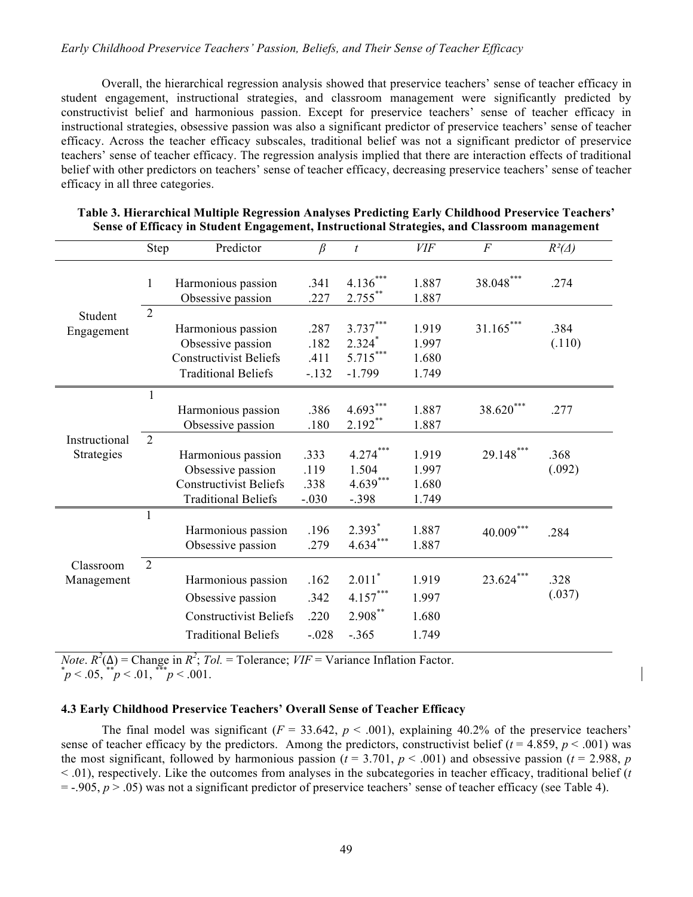Overall, the hierarchical regression analysis showed that preservice teachers' sense of teacher efficacy in student engagement, instructional strategies, and classroom management were significantly predicted by constructivist belief and harmonious passion. Except for preservice teachers' sense of teacher efficacy in instructional strategies, obsessive passion was also a significant predictor of preservice teachers' sense of teacher efficacy. Across the teacher efficacy subscales, traditional belief was not a significant predictor of preservice teachers' sense of teacher efficacy. The regression analysis implied that there are interaction effects of traditional belief with other predictors on teachers' sense of teacher efficacy, decreasing preservice teachers' sense of teacher efficacy in all three categories.

**Table 3. Hierarchical Multiple Regression Analyses Predicting Early Childhood Preservice Teachers' Sense of Efficacy in Student Engagement, Instructional Strategies, and Classroom management**

| | Step | Predictor | *β* | *t* | *VIF* | *F* | $R^2(\Delta)$ |
|---|---|---|---|---|---|---|---|
| Student Engagement | 1 | Harmonious passion | .341 | 4.136*** | 1.887 | 38.048*** | .274 |
| | | Obsessive passion | .227 | 2.755** | 1.887 | | |
| | 2 | Harmonious passion | .287 | 3.737*** | 1.919 | 31.165*** | .384 (.110) |
| | | Obsessive passion | .182 | 2.324* | 1.997 | | |
| | | Constructivist Beliefs | .411 | 5.715*** | 1.680 | | |
| | | Traditional Beliefs | -.132 | -1.799 | 1.749 | | |
| Instructional Strategies | 1 | Harmonious passion | .386 | 4.693*** | 1.887 | 38.620*** | .277 |
| | | Obsessive passion | .180 | 2.192** | 1.887 | | |
| | 2 | Harmonious passion | .333 | 4.274*** | 1.919 | 29.148*** | .368 (.092) |
| | | Obsessive passion | .119 | 1.504 | 1.997 | | |
| | | Constructivist Beliefs | .338 | 4.639*** | 1.680 | | |
| | | Traditional Beliefs | -.030 | -.398 | 1.749 | | |
| Classroom Management | 1 | Harmonious passion | .196 | 2.393* | 1.887 | 40.009*** | .284 |
| | | Obsessive passion | .279 | 4.634*** | 1.887 | | |
| | 2 | Harmonious passion | .162 | 2.011* | 1.919 | 23.624*** | .328 (.037) |
| | | Obsessive passion | .342 | 4.157*** | 1.997 | | |
| | | Constructivist Beliefs | .220 | 2.908** | 1.680 | | |
| | | Traditional Beliefs | -.028 | -.365 | 1.749 | | |

*Note*. $R^2(\Delta)$ = Change in $R^2$; *Tol.* = Tolerance; *VIF* = Variance Inflation Factor.
\* $p < .05$, \*\* $p < .01$, \*\*\* $p < .001$.

### 4.3 Early Childhood Preservice Teachers' Overall Sense of Teacher Efficacy

The final model was significant ($F = 33.642$, $p < .001$), explaining 40.2% of the preservice teachers' sense of teacher efficacy by the predictors. Among the predictors, constructivist belief ($t = 4.859$, $p < .001$) was the most significant, followed by harmonious passion ($t = 3.701$, $p < .001$) and obsessive passion ($t = 2.988$, $p < .01$), respectively. Like the outcomes from analyses in the subcategories in teacher efficacy, traditional belief ($t = -.905$, $p > .05$) was not a significant predictor of preservice teachers' sense of teacher efficacy (see Table 4).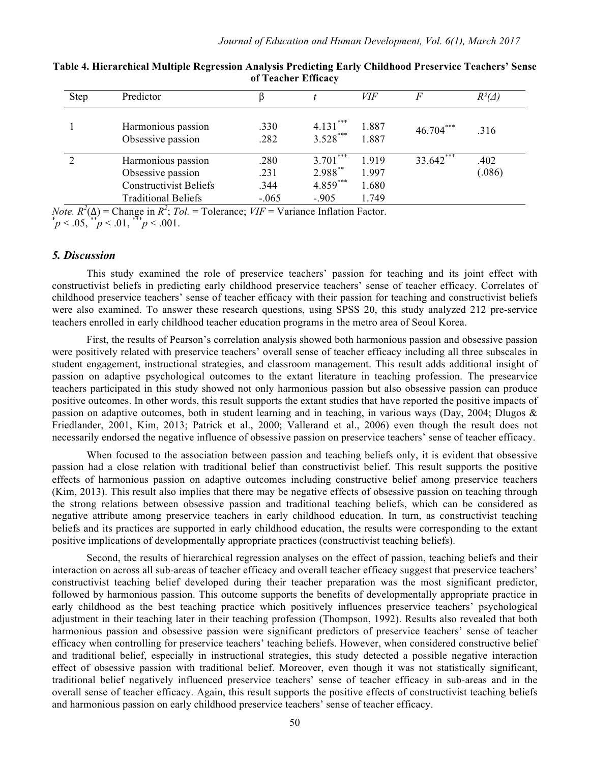**Table 4. Hierarchical Multiple Regression Analysis Predicting Early Childhood Preservice Teachers' Sense of Teacher Efficacy**

| Step | Predictor | β | *t* | *VIF* | *F* | $R^2(\Delta)$ |
|---|---|---|---|---|---|---|
| 1 | Harmonious passion | .330 | 4.131*** | 1.887 | 46.704*** | .316 |
| | Obsessive passion | .282 | 3.528*** | 1.887 | | |
| 2 | Harmonious passion | .280 | 3.701*** | 1.919 | 33.642*** | .402 |
| | Obsessive passion | .231 | 2.988** | 1.997 | | (.086) |
| | Constructivist Beliefs | .344 | 4.859*** | 1.680 | | |
| | Traditional Beliefs | -.065 | -.905 | 1.749 | | |

*Note.* $R^2(\Delta)$ = Change in $R^2$; *Tol.* = Tolerance; *VIF* = Variance Inflation Factor.
\*$p < .05$, \*\*$p < .01$, \*\*\*$p < .001$.

### *5. Discussion*

This study examined the role of preservice teachers' passion for teaching and its joint effect with constructivist beliefs in predicting early childhood preservice teachers' sense of teacher efficacy. Correlates of childhood preservice teachers' sense of teacher efficacy with their passion for teaching and constructivist beliefs were also examined. To answer these research questions, using SPSS 20, this study analyzed 212 pre-service teachers enrolled in early childhood teacher education programs in the metro area of Seoul Korea.

First, the results of Pearson's correlation analysis showed both harmonious passion and obsessive passion were positively related with preservice teachers' overall sense of teacher efficacy including all three subscales in student engagement, instructional strategies, and classroom management. This result adds additional insight of passion on adaptive psychological outcomes to the extant literature in teaching profession. The presearvice teachers participated in this study showed not only harmonious passion but also obsessive passion can produce positive outcomes. In other words, this result supports the extant studies that have reported the positive impacts of passion on adaptive outcomes, both in student learning and in teaching, in various ways (Day, 2004; Dlugos & Friedlander, 2001, Kim, 2013; Patrick et al., 2000; Vallerand et al., 2006) even though the result does not necessarily endorsed the negative influence of obsessive passion on preservice teachers' sense of teacher efficacy.

When focused to the association between passion and teaching beliefs only, it is evident that obsessive passion had a close relation with traditional belief than constructivist belief. This result supports the positive effects of harmonious passion on adaptive outcomes including constructive belief among preservice teachers (Kim, 2013). This result also implies that there may be negative effects of obsessive passion on teaching through the strong relations between obsessive passion and traditional teaching beliefs, which can be considered as negative attribute among preservice teachers in early childhood education. In turn, as constructivist teaching beliefs and its practices are supported in early childhood education, the results were corresponding to the extant positive implications of developmentally appropriate practices (constructivist teaching beliefs).

Second, the results of hierarchical regression analyses on the effect of passion, teaching beliefs and their interaction on across all sub-areas of teacher efficacy and overall teacher efficacy suggest that preservice teachers' constructivist teaching belief developed during their teacher preparation was the most significant predictor, followed by harmonious passion. This outcome supports the benefits of developmentally appropriate practice in early childhood as the best teaching practice which positively influences preservice teachers' psychological adjustment in their teaching later in their teaching profession (Thompson, 1992). Results also revealed that both harmonious passion and obsessive passion were significant predictors of preservice teachers' sense of teacher efficacy when controlling for preservice teachers' teaching beliefs. However, when considered constructive belief and traditional belief, especially in instructional strategies, this study detected a possible negative interaction effect of obsessive passion with traditional belief. Moreover, even though it was not statistically significant, traditional belief negatively influenced preservice teachers' sense of teacher efficacy in sub-areas and in the overall sense of teacher efficacy. Again, this result supports the positive effects of constructivist teaching beliefs and harmonious passion on early childhood preservice teachers' sense of teacher efficacy.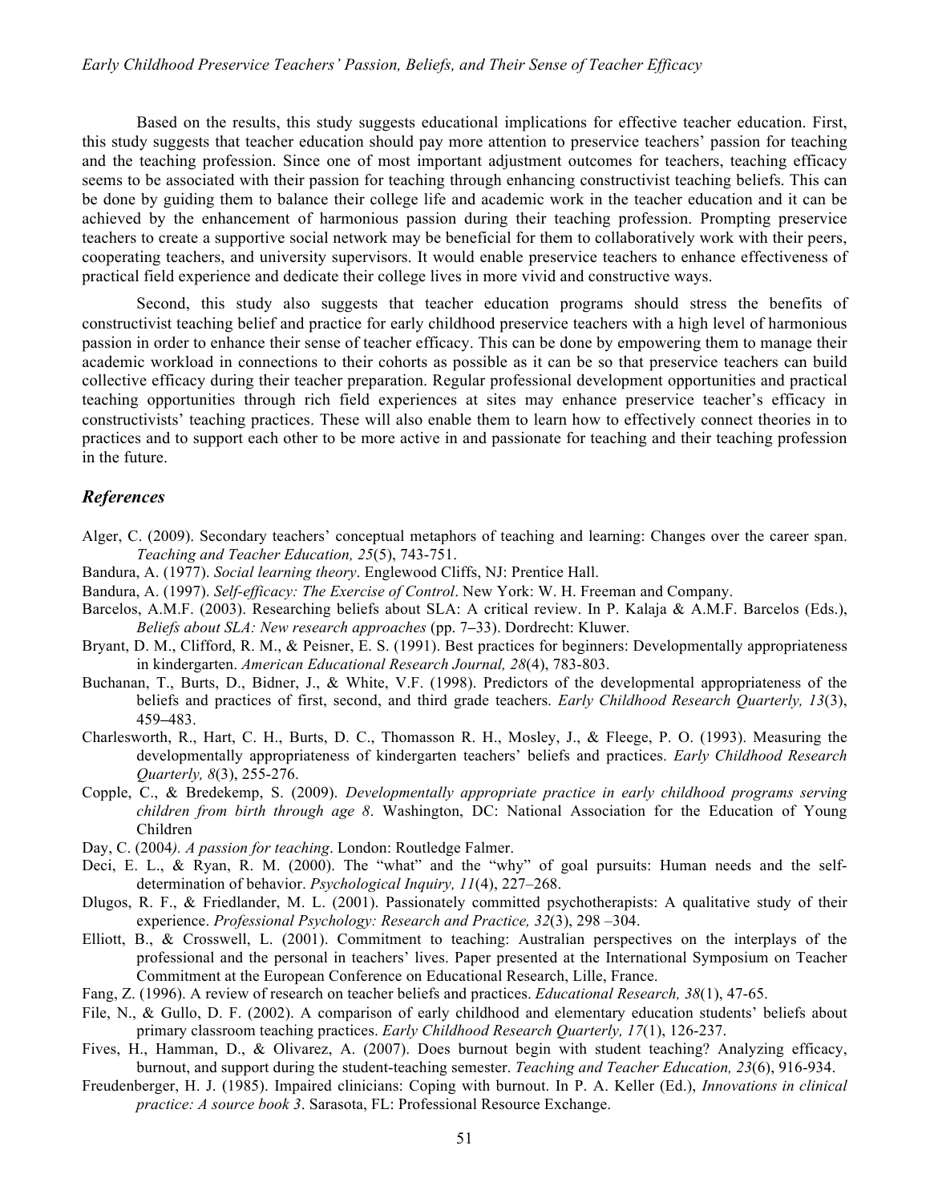Based on the results, this study suggests educational implications for effective teacher education. First, this study suggests that teacher education should pay more attention to preservice teachers' passion for teaching and the teaching profession. Since one of most important adjustment outcomes for teachers, teaching efficacy seems to be associated with their passion for teaching through enhancing constructivist teaching beliefs. This can be done by guiding them to balance their college life and academic work in the teacher education and it can be achieved by the enhancement of harmonious passion during their teaching profession. Prompting preservice teachers to create a supportive social network may be beneficial for them to collaboratively work with their peers, cooperating teachers, and university supervisors. It would enable preservice teachers to enhance effectiveness of practical field experience and dedicate their college lives in more vivid and constructive ways.

Second, this study also suggests that teacher education programs should stress the benefits of constructivist teaching belief and practice for early childhood preservice teachers with a high level of harmonious passion in order to enhance their sense of teacher efficacy. This can be done by empowering them to manage their academic workload in connections to their cohorts as possible as it can be so that preservice teachers can build collective efficacy during their teacher preparation. Regular professional development opportunities and practical teaching opportunities through rich field experiences at sites may enhance preservice teacher's efficacy in constructivists' teaching practices. These will also enable them to learn how to effectively connect theories in to practices and to support each other to be more active in and passionate for teaching and their teaching profession in the future.

## *References*

Alger, C. (2009). Secondary teachers' conceptual metaphors of teaching and learning: Changes over the career span. *Teaching and Teacher Education, 25*(5), 743-751.

Bandura, A. (1977). *Social learning theory*. Englewood Cliffs, NJ: Prentice Hall.

Bandura, A. (1997). *Self-efficacy: The Exercise of Control*. New York: W. H. Freeman and Company.

Barcelos, A.M.F. (2003). Researching beliefs about SLA: A critical review. In P. Kalaja & A.M.F. Barcelos (Eds.), *Beliefs about SLA: New research approaches* (pp. 7–33). Dordrecht: Kluwer.

Bryant, D. M., Clifford, R. M., & Peisner, E. S. (1991). Best practices for beginners: Developmentally appropriateness in kindergarten. *American Educational Research Journal, 28*(4), 783-803.

Buchanan, T., Burts, D., Bidner, J., & White, V.F. (1998). Predictors of the developmental appropriateness of the beliefs and practices of first, second, and third grade teachers. *Early Childhood Research Quarterly, 13*(3), 459–483.

Charlesworth, R., Hart, C. H., Burts, D. C., Thomasson R. H., Mosley, J., & Fleege, P. O. (1993). Measuring the developmentally appropriateness of kindergarten teachers' beliefs and practices. *Early Childhood Research Quarterly, 8*(3), 255-276.

Copple, C., & Bredekemp, S. (2009). *Developmentally appropriate practice in early childhood programs serving children from birth through age 8*. Washington, DC: National Association for the Education of Young Children

Day, C. (2004*). A passion for teaching*. London: Routledge Falmer.

Deci, E. L., & Ryan, R. M. (2000). The "what" and the "why" of goal pursuits: Human needs and the self-determination of behavior. *Psychological Inquiry, 11*(4), 227–268.

Dlugos, R. F., & Friedlander, M. L. (2001). Passionately committed psychotherapists: A qualitative study of their experience. *Professional Psychology: Research and Practice, 32*(3), 298 –304.

Elliott, B., & Crosswell, L. (2001). Commitment to teaching: Australian perspectives on the interplays of the professional and the personal in teachers' lives. Paper presented at the International Symposium on Teacher Commitment at the European Conference on Educational Research, Lille, France.

Fang, Z. (1996). A review of research on teacher beliefs and practices. *Educational Research, 38*(1), 47-65.

File, N., & Gullo, D. F. (2002). A comparison of early childhood and elementary education students' beliefs about primary classroom teaching practices. *Early Childhood Research Quarterly, 17*(1), 126-237.

Fives, H., Hamman, D., & Olivarez, A. (2007). Does burnout begin with student teaching? Analyzing efficacy, burnout, and support during the student-teaching semester. *Teaching and Teacher Education, 23*(6), 916-934.

Freudenberger, H. J. (1985). Impaired clinicians: Coping with burnout. In P. A. Keller (Ed.), *Innovations in clinical practice: A source book 3*. Sarasota, FL: Professional Resource Exchange.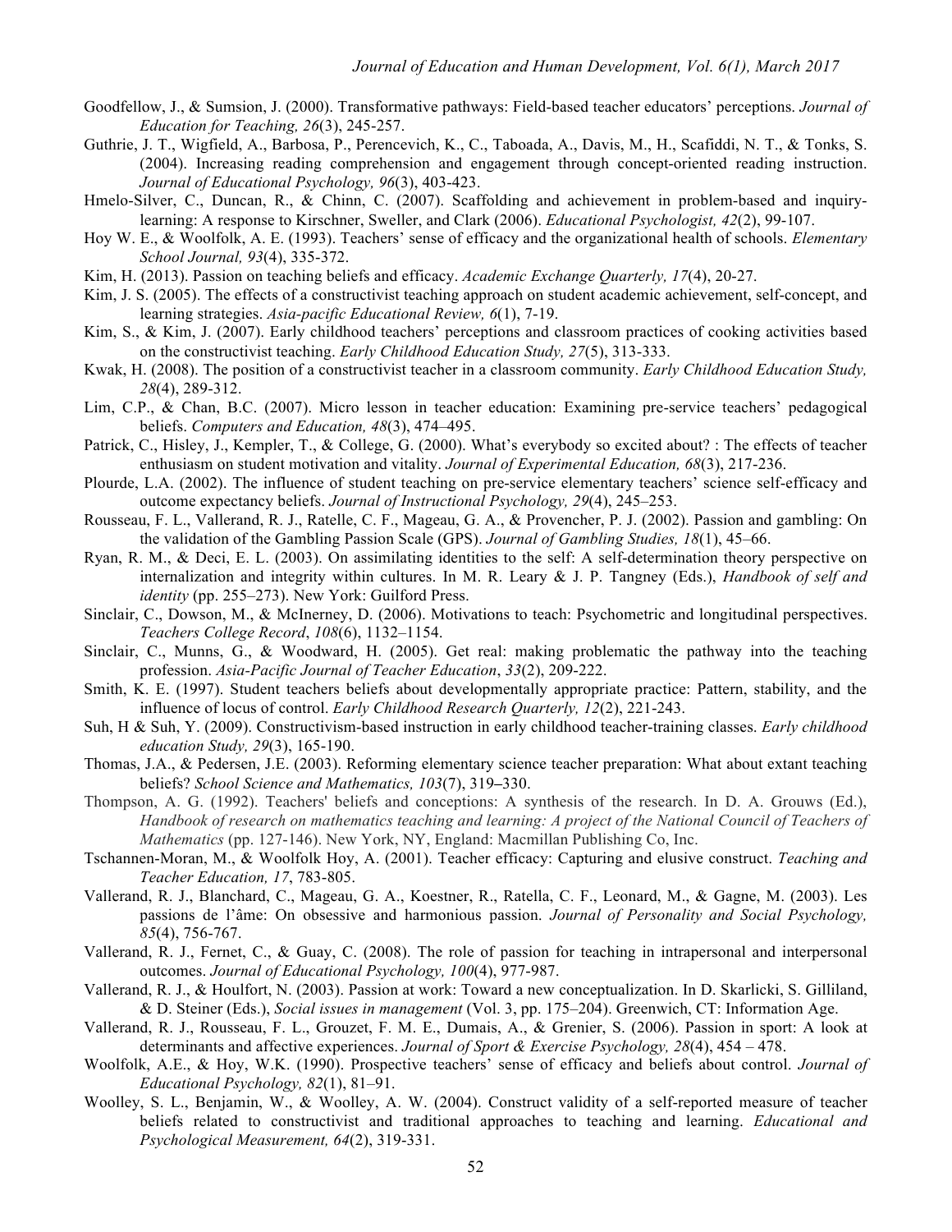Goodfellow, J., & Sumsion, J. (2000). Transformative pathways: Field-based teacher educators' perceptions. *Journal of Education for Teaching, 26*(3), 245-257.

Guthrie, J. T., Wigfield, A., Barbosa, P., Perencevich, K., C., Taboada, A., Davis, M., H., Scafiddi, N. T., & Tonks, S. (2004). Increasing reading comprehension and engagement through concept-oriented reading instruction. *Journal of Educational Psychology, 96*(3), 403-423.

Hmelo-Silver, C., Duncan, R., & Chinn, C. (2007). Scaffolding and achievement in problem-based and inquiry-learning: A response to Kirschner, Sweller, and Clark (2006). *Educational Psychologist, 42*(2), 99-107.

Hoy W. E., & Woolfolk, A. E. (1993). Teachers' sense of efficacy and the organizational health of schools. *Elementary School Journal, 93*(4), 335-372.

Kim, H. (2013). Passion on teaching beliefs and efficacy. *Academic Exchange Quarterly, 17*(4), 20-27.

Kim, J. S. (2005). The effects of a constructivist teaching approach on student academic achievement, self-concept, and learning strategies. *Asia-pacific Educational Review, 6*(1), 7-19.

Kim, S., & Kim, J. (2007). Early childhood teachers' perceptions and classroom practices of cooking activities based on the constructivist teaching. *Early Childhood Education Study, 27*(5), 313-333.

Kwak, H. (2008). The position of a constructivist teacher in a classroom community. *Early Childhood Education Study, 28*(4), 289-312.

Lim, C.P., & Chan, B.C. (2007). Micro lesson in teacher education: Examining pre-service teachers' pedagogical beliefs. *Computers and Education, 48*(3), 474–495.

Patrick, C., Hisley, J., Kempler, T., & College, G. (2000). What's everybody so excited about? : The effects of teacher enthusiasm on student motivation and vitality. *Journal of Experimental Education, 68*(3), 217-236.

Plourde, L.A. (2002). The influence of student teaching on pre-service elementary teachers' science self-efficacy and outcome expectancy beliefs. *Journal of Instructional Psychology, 29*(4), 245–253.

Rousseau, F. L., Vallerand, R. J., Ratelle, C. F., Mageau, G. A., & Provencher, P. J. (2002). Passion and gambling: On the validation of the Gambling Passion Scale (GPS). *Journal of Gambling Studies, 18*(1), 45–66.

Ryan, R. M., & Deci, E. L. (2003). On assimilating identities to the self: A self-determination theory perspective on internalization and integrity within cultures. In M. R. Leary & J. P. Tangney (Eds.), *Handbook of self and identity* (pp. 255–273). New York: Guilford Press.

Sinclair, C., Dowson, M., & McInerney, D. (2006). Motivations to teach: Psychometric and longitudinal perspectives. *Teachers College Record*, *108*(6), 1132–1154.

Sinclair, C., Munns, G., & Woodward, H. (2005). Get real: making problematic the pathway into the teaching profession. *Asia-Pacific Journal of Teacher Education*, *33*(2), 209-222.

Smith, K. E. (1997). Student teachers beliefs about developmentally appropriate practice: Pattern, stability, and the influence of locus of control. *Early Childhood Research Quarterly, 12*(2), 221-243.

Suh, H & Suh, Y. (2009). Constructivism-based instruction in early childhood teacher-training classes. *Early childhood education Study, 29*(3), 165-190.

Thomas, J.A., & Pedersen, J.E. (2003). Reforming elementary science teacher preparation: What about extant teaching beliefs? *School Science and Mathematics, 103*(7), 319–330.

Thompson, A. G. (1992). Teachers' beliefs and conceptions: A synthesis of the research. In D. A. Grouws (Ed.), *Handbook of research on mathematics teaching and learning: A project of the National Council of Teachers of Mathematics* (pp. 127-146). New York, NY, England: Macmillan Publishing Co, Inc.

Tschannen-Moran, M., & Woolfolk Hoy, A. (2001). Teacher efficacy: Capturing and elusive construct. *Teaching and Teacher Education, 17*, 783-805.

Vallerand, R. J., Blanchard, C., Mageau, G. A., Koestner, R., Ratella, C. F., Leonard, M., & Gagne, M. (2003). Les passions de l'âme: On obsessive and harmonious passion. *Journal of Personality and Social Psychology, 85*(4), 756-767.

Vallerand, R. J., Fernet, C., & Guay, C. (2008). The role of passion for teaching in intrapersonal and interpersonal outcomes. *Journal of Educational Psychology, 100*(4), 977-987.

Vallerand, R. J., & Houlfort, N. (2003). Passion at work: Toward a new conceptualization. In D. Skarlicki, S. Gilliland, & D. Steiner (Eds.), *Social issues in management* (Vol. 3, pp. 175–204). Greenwich, CT: Information Age.

Vallerand, R. J., Rousseau, F. L., Grouzet, F. M. E., Dumais, A., & Grenier, S. (2006). Passion in sport: A look at determinants and affective experiences. *Journal of Sport & Exercise Psychology, 28*(4), 454 – 478.

Woolfolk, A.E., & Hoy, W.K. (1990). Prospective teachers' sense of efficacy and beliefs about control. *Journal of Educational Psychology, 82*(1), 81–91.

Woolley, S. L., Benjamin, W., & Woolley, A. W. (2004). Construct validity of a self-reported measure of teacher beliefs related to constructivist and traditional approaches to teaching and learning. *Educational and Psychological Measurement, 64*(2), 319-331.